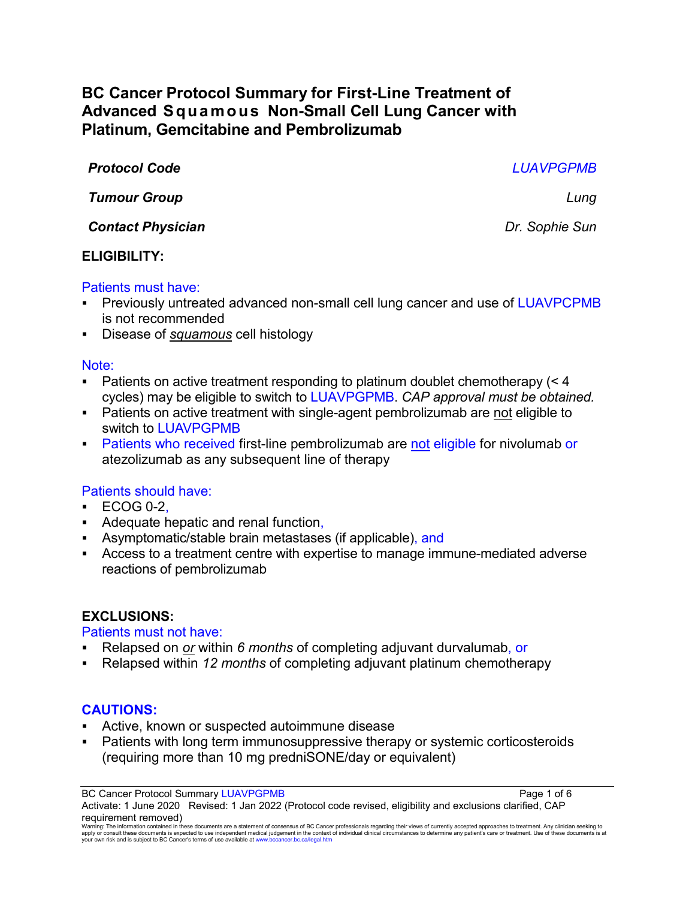# BC Cancer Protocol Summary for First-Line Treatment of Advanced Squamous Non-Small Cell Lung Cancer with Platinum, Gemcitabine and Pembrolizumab

| | |
|---|---|
| ***Protocol Code*** | *LUAVPGPMB* |
| ***Tumour Group*** | *Lung* |
| ***Contact Physician*** | *Dr. Sophie Sun* |

## ELIGIBILITY:

Patients must have:

- Previously untreated advanced non-small cell lung cancer and use of LUAVPCPMB is not recommended
- Disease of *squamous* cell histology

Note:

- Patients on active treatment responding to platinum doublet chemotherapy (< 4 cycles) may be eligible to switch to LUAVPGPMB. *CAP approval must be obtained.*
- Patients on active treatment with single-agent pembrolizumab are not eligible to switch to LUAVPGPMB
- Patients who received first-line pembrolizumab are not eligible for nivolumab or atezolizumab as any subsequent line of therapy

Patients should have:

- ECOG 0-2,
- Adequate hepatic and renal function,
- Asymptomatic/stable brain metastases (if applicable), and
- Access to a treatment centre with expertise to manage immune-mediated adverse reactions of pembrolizumab

## EXCLUSIONS:

Patients must not have:

- Relapsed on *or* within *6 months* of completing adjuvant durvalumab, or
- Relapsed within *12 months* of completing adjuvant platinum chemotherapy

## CAUTIONS:

- Active, known or suspected autoimmune disease
- Patients with long term immunosuppressive therapy or systemic corticosteroids (requiring more than 10 mg predniSONE/day or equivalent)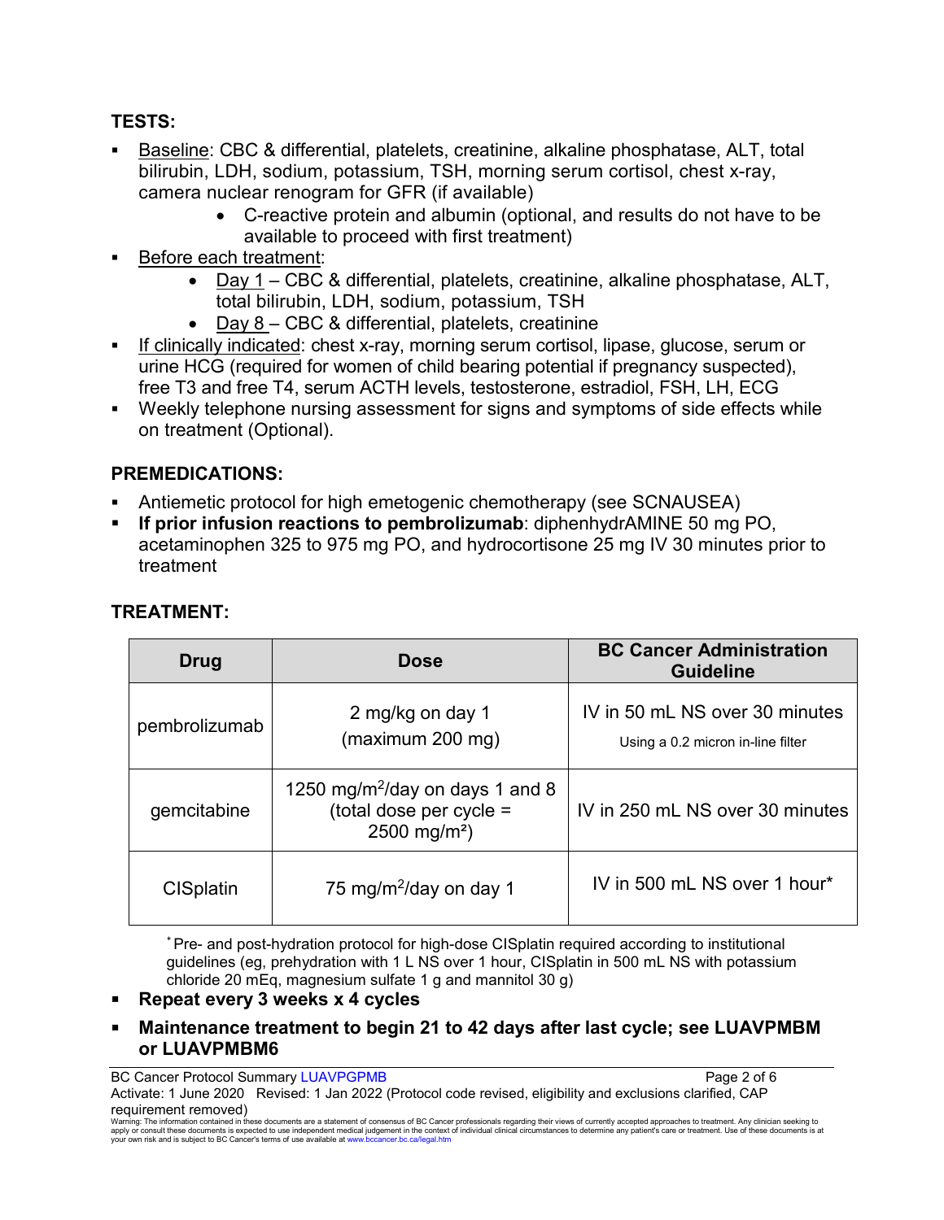## TESTS:

- Baseline: CBC & differential, platelets, creatinine, alkaline phosphatase, ALT, total bilirubin, LDH, sodium, potassium, TSH, morning serum cortisol, chest x-ray, camera nuclear renogram for GFR (if available)
  - C-reactive protein and albumin (optional, and results do not have to be available to proceed with first treatment)
- Before each treatment:
  - Day 1 – CBC & differential, platelets, creatinine, alkaline phosphatase, ALT, total bilirubin, LDH, sodium, potassium, TSH
  - Day 8 – CBC & differential, platelets, creatinine
- If clinically indicated: chest x-ray, morning serum cortisol, lipase, glucose, serum or urine HCG (required for women of child bearing potential if pregnancy suspected), free T3 and free T4, serum ACTH levels, testosterone, estradiol, FSH, LH, ECG
- Weekly telephone nursing assessment for signs and symptoms of side effects while on treatment (Optional).

## PREMEDICATIONS:

- Antiemetic protocol for high emetogenic chemotherapy (see SCNAUSEA)
- **If prior infusion reactions to pembrolizumab**: diphenhydrAMINE 50 mg PO, acetaminophen 325 to 975 mg PO, and hydrocortisone 25 mg IV 30 minutes prior to treatment

## TREATMENT:

| Drug | Dose | BC Cancer Administration Guideline |
|---|---|---|
| pembrolizumab | 2 mg/kg on day 1 (maximum 200 mg) | IV in 50 mL NS over 30 minutes<br>Using a 0.2 micron in-line filter |
| gemcitabine | 1250 mg/m$^2$/day on days 1 and 8 (total dose per cycle = 2500 mg/m$^2$) | IV in 250 mL NS over 30 minutes |
| CISplatin | 75 mg/m$^2$/day on day 1 | IV in 500 mL NS over 1 hour* |

\* Pre- and post-hydration protocol for high-dose CISplatin required according to institutional guidelines (eg, prehydration with 1 L NS over 1 hour, CISplatin in 500 mL NS with potassium chloride 20 mEq, magnesium sulfate 1 g and mannitol 30 g)

- **Repeat every 3 weeks x 4 cycles**
- **Maintenance treatment to begin 21 to 42 days after last cycle; see LUAVPMBM or LUAVPMBM6**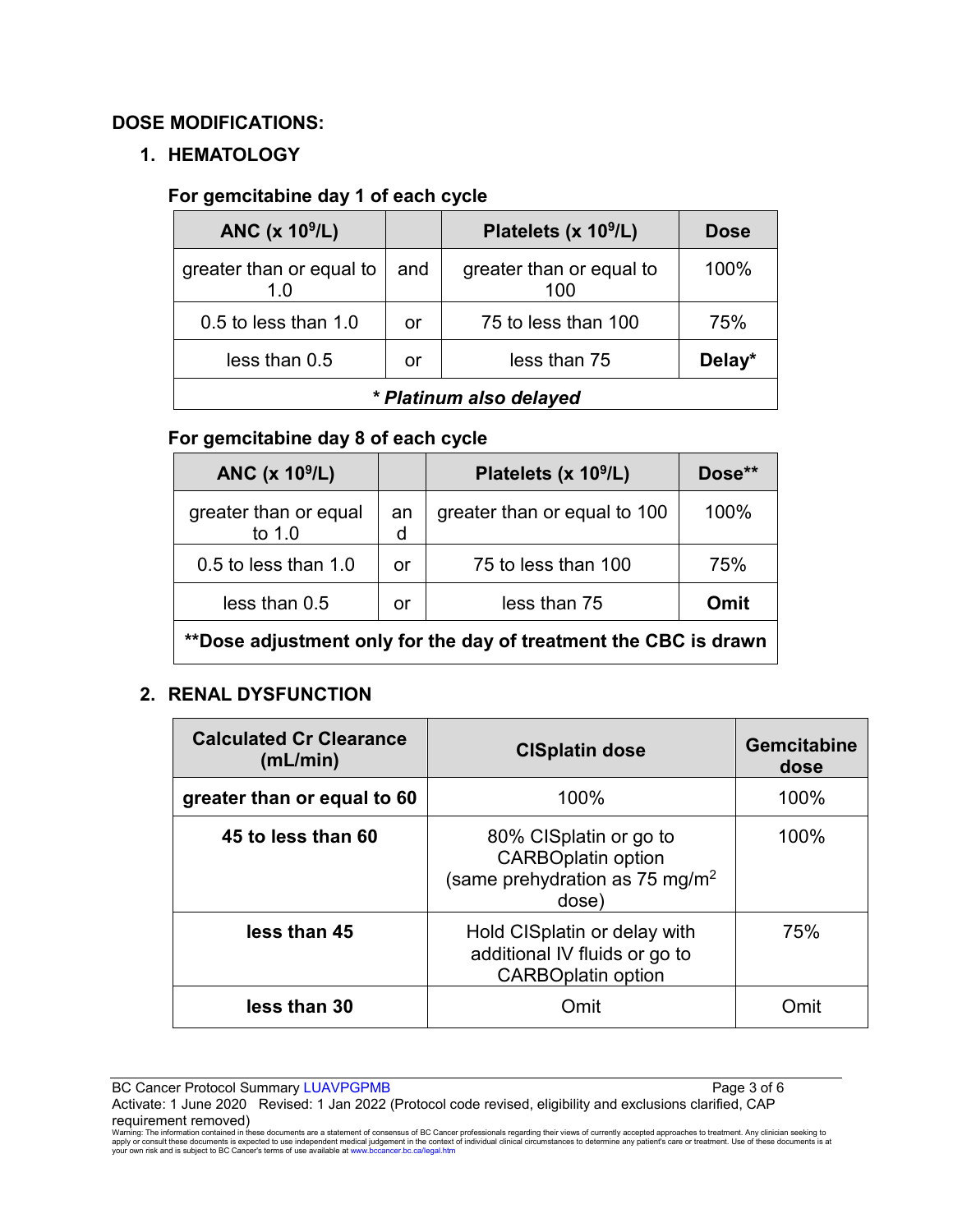## DOSE MODIFICATIONS:

### 1. HEMATOLOGY

**For gemcitabine day 1 of each cycle**

| ANC (x $10^9$/L) | | Platelets (x $10^9$/L) | Dose |
|---|---|---|---|
| greater than or equal to 1.0 | and | greater than or equal to 100 | 100% |
| 0.5 to less than 1.0 | or | 75 to less than 100 | 75% |
| less than 0.5 | or | less than 75 | **Delay*** |
| ***Platinum also delayed** | | | |

**For gemcitabine day 8 of each cycle**

| ANC (x $10^9$/L) | | Platelets (x $10^9$/L) | Dose** |
|---|---|---|---|
| greater than or equal to 1.0 | and | greater than or equal to 100 | 100% |
| 0.5 to less than 1.0 | or | 75 to less than 100 | 75% |
| less than 0.5 | or | less than 75 | **Omit** |
| ****Dose adjustment only for the day of treatment the CBC is drawn** | | | |

### 2. RENAL DYSFUNCTION

| Calculated Cr Clearance (mL/min) | CISplatin dose | Gemcitabine dose |
|---|---|---|
| **greater than or equal to 60** | 100% | 100% |
| **45 to less than 60** | 80% CISplatin or go to CARBOplatin option (same prehydration as 75 mg/m$^2$ dose) | 100% |
| **less than 45** | Hold CISplatin or delay with additional IV fluids or go to CARBOplatin option | 75% |
| **less than 30** | Omit | Omit |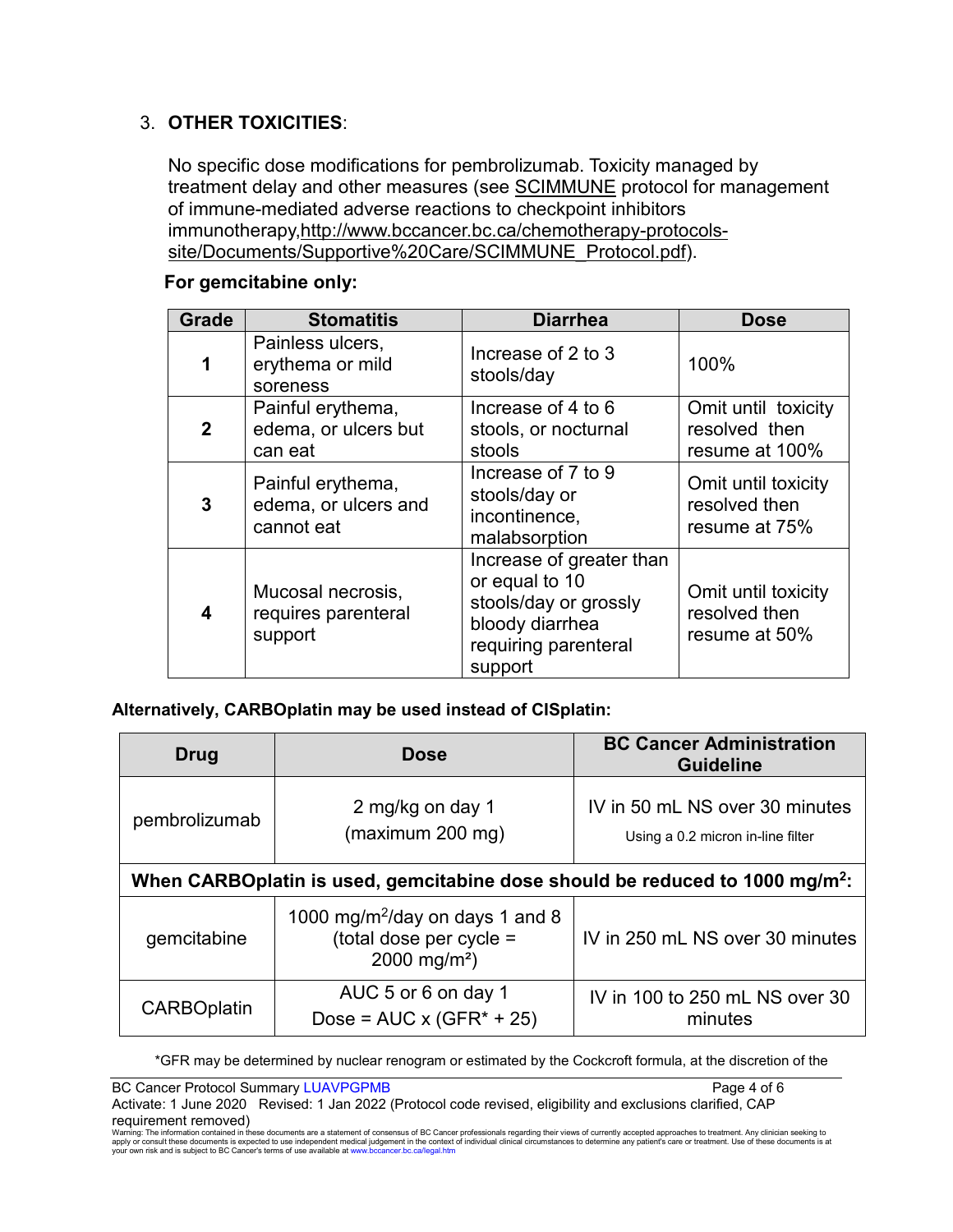3. **OTHER TOXICITIES**:

   No specific dose modifications for pembrolizumab. Toxicity managed by treatment delay and other measures (see SCIMMUNE protocol for management of immune-mediated adverse reactions to checkpoint inhibitors immunotherapy,http://www.bccancer.bc.ca/chemotherapy-protocols-site/Documents/Supportive%20Care/SCIMMUNE_Protocol.pdf).

   **For gemcitabine only:**

| Grade | Stomatitis | Diarrhea | Dose |
|---|---|---|---|
| **1** | Painless ulcers, erythema or mild soreness | Increase of 2 to 3 stools/day | 100% |
| **2** | Painful erythema, edema, or ulcers but can eat | Increase of 4 to 6 stools, or nocturnal stools | Omit until toxicity resolved then resume at 100% |
| **3** | Painful erythema, edema, or ulcers and cannot eat | Increase of 7 to 9 stools/day or incontinence, malabsorption | Omit until toxicity resolved then resume at 75% |
| **4** | Mucosal necrosis, requires parenteral support | Increase of greater than or equal to 10 stools/day or grossly bloody diarrhea requiring parenteral support | Omit until toxicity resolved then resume at 50% |

**Alternatively, CARBOplatin may be used instead of CISplatin:**

| Drug | Dose | BC Cancer Administration Guideline |
|---|---|---|
| pembrolizumab | 2 mg/kg on day 1 (maximum 200 mg) | IV in 50 mL NS over 30 minutes<br>Using a 0.2 micron in-line filter |
| **When CARBOplatin is used, gemcitabine dose should be reduced to 1000 mg/m²:** | | |
| gemcitabine | 1000 mg/m²/day on days 1 and 8 (total dose per cycle = 2000 mg/m²) | IV in 250 mL NS over 30 minutes |
| CARBOplatin | AUC 5 or 6 on day 1<br>Dose = AUC x (GFR* + 25) | IV in 100 to 250 mL NS over 30 minutes |

*GFR may be determined by nuclear renogram or estimated by the Cockcroft formula, at the discretion of the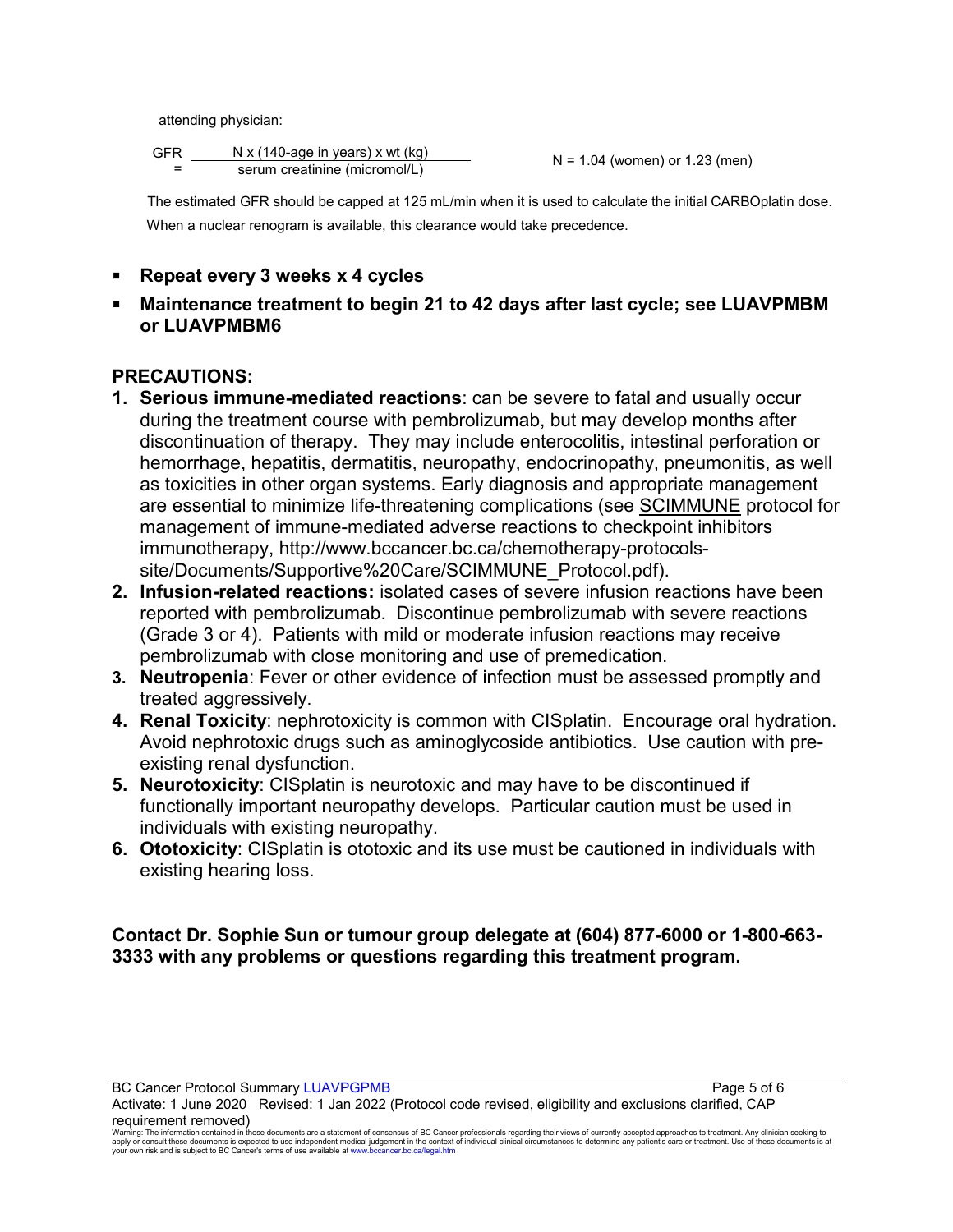attending physician:

$$GFR = \frac{N \times (140\text{-age in years}) \times wt\ (kg)}{\text{serum creatinine (micromol/L)}}$$

N = 1.04 (women) or 1.23 (men)

The estimated GFR should be capped at 125 mL/min when it is used to calculate the initial CARBOplatin dose. When a nuclear renogram is available, this clearance would take precedence.

- **Repeat every 3 weeks x 4 cycles**
- **Maintenance treatment to begin 21 to 42 days after last cycle; see LUAVPMBM or LUAVPMBM6**

## PRECAUTIONS:

1. **Serious immune-mediated reactions**: can be severe to fatal and usually occur during the treatment course with pembrolizumab, but may develop months after discontinuation of therapy. They may include enterocolitis, intestinal perforation or hemorrhage, hepatitis, dermatitis, neuropathy, endocrinopathy, pneumonitis, as well as toxicities in other organ systems. Early diagnosis and appropriate management are essential to minimize life-threatening complications (see SCIMMUNE protocol for management of immune-mediated adverse reactions to checkpoint inhibitors immunotherapy, http://www.bccancer.bc.ca/chemotherapy-protocols-site/Documents/Supportive%20Care/SCIMMUNE_Protocol.pdf).
2. **Infusion-related reactions:** isolated cases of severe infusion reactions have been reported with pembrolizumab. Discontinue pembrolizumab with severe reactions (Grade 3 or 4). Patients with mild or moderate infusion reactions may receive pembrolizumab with close monitoring and use of premedication.
3. **Neutropenia**: Fever or other evidence of infection must be assessed promptly and treated aggressively.
4. **Renal Toxicity**: nephrotoxicity is common with CISplatin. Encourage oral hydration. Avoid nephrotoxic drugs such as aminoglycoside antibiotics. Use caution with pre-existing renal dysfunction.
5. **Neurotoxicity**: CISplatin is neurotoxic and may have to be discontinued if functionally important neuropathy develops. Particular caution must be used in individuals with existing neuropathy.
6. **Ototoxicity**: CISplatin is ototoxic and its use must be cautioned in individuals with existing hearing loss.

**Contact Dr. Sophie Sun or tumour group delegate at (604) 877-6000 or 1-800-663-3333 with any problems or questions regarding this treatment program.**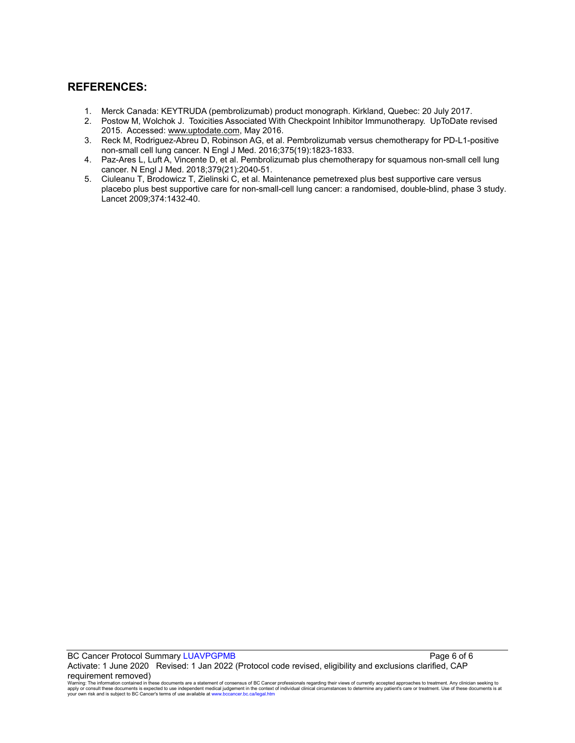## REFERENCES:

1. Merck Canada: KEYTRUDA (pembrolizumab) product monograph. Kirkland, Quebec: 20 July 2017.
2. Postow M, Wolchok J. Toxicities Associated With Checkpoint Inhibitor Immunotherapy. UpToDate revised 2015. Accessed: www.uptodate.com, May 2016.
3. Reck M, Rodriguez-Abreu D, Robinson AG, et al. Pembrolizumab versus chemotherapy for PD-L1-positive non-small cell lung cancer. N Engl J Med. 2016;375(19):1823-1833.
4. Paz-Ares L, Luft A, Vincente D, et al. Pembrolizumab plus chemotherapy for squamous non-small cell lung cancer. N Engl J Med. 2018;379(21):2040-51.
5. Ciuleanu T, Brodowicz T, Zielinski C, et al. Maintenance pemetrexed plus best supportive care versus placebo plus best supportive care for non-small-cell lung cancer: a randomised, double-blind, phase 3 study. Lancet 2009;374:1432-40.